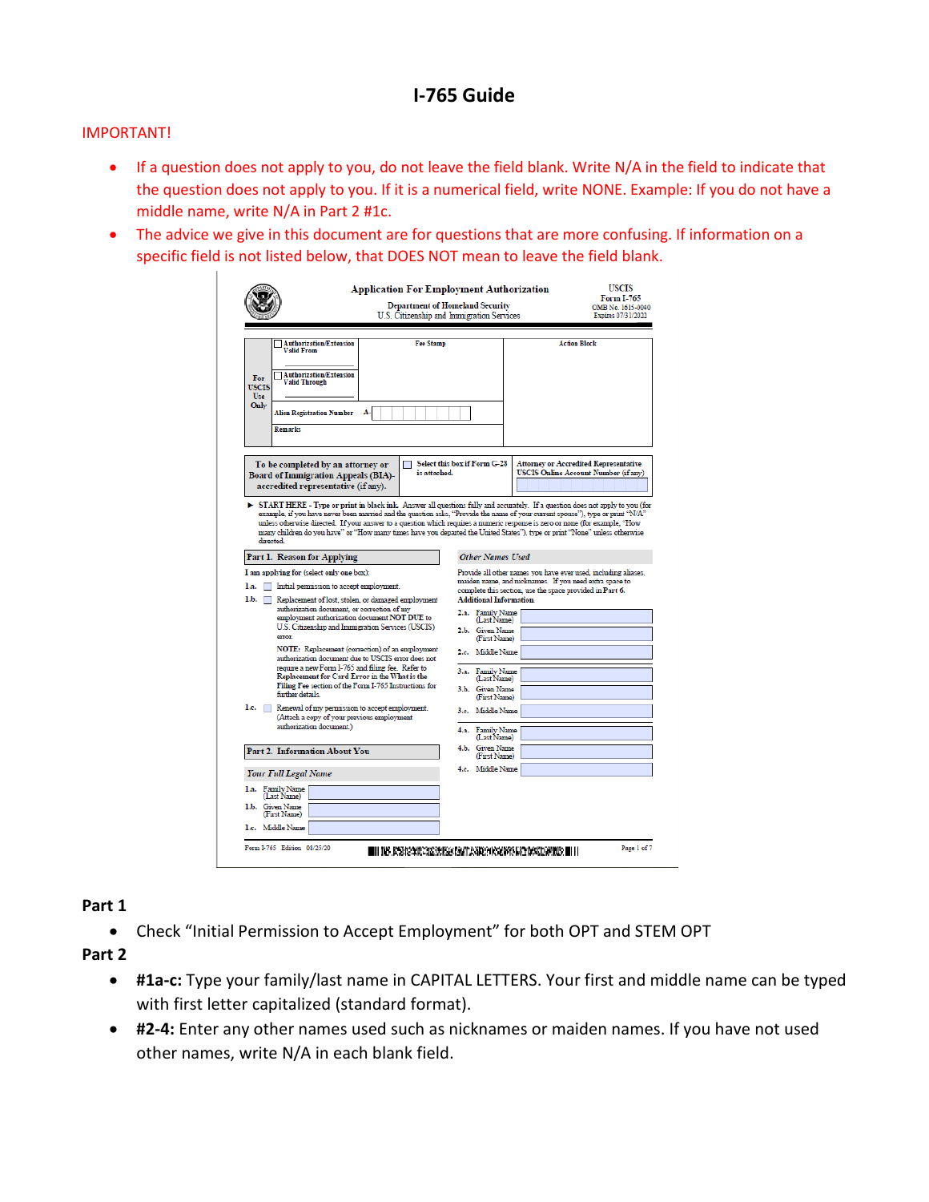# I-765 Guide

IMPORTANT!

- If a question does not apply to you, do not leave the field blank. Write N/A in the field to indicate that the question does not apply to you. If it is a numerical field, write NONE. Example: If you do not have a middle name, write N/A in Part 2 #1c.
- The advice we give in this document are for questions that are more confusing. If information on a specific field is not listed below, that DOES NOT mean to leave the field blank.

Application For Employment Authorization
Department of Homeland Security
U.S. Citizenship and Immigration Services

USCIS
Form I-765
OMB No. 1615-0040
Expires 07/31/2022

| For USCIS Use Only | Authorization/Extension Valid From | Fee Stamp | Action Block |
|---|---|---|---|
| | Authorization/Extension Valid Through | | |
| | Alien Registration Number A- | | |
| | Remarks | | |

| To be completed by an attorney or Board of Immigration Appeals (BIA)-accredited representative (if any). | Select this box if Form G-28 is attached. | Attorney or Accredited Representative USCIS Online Account Number (if any) |
|---|---|---|

► START HERE - Type or print in black ink. Answer all questions fully and accurately. If a question does not apply to you (for example, if you have never been married and the question asks, "Provide the name of your current spouse"), type or print "N/A" unless otherwise directed. If your answer to a question which requires a numeric response is zero or none (for example, "How many children do you have" or "How many times have you departed the United States"), type or print "None" unless otherwise directed.

**Part 1. Reason for Applying**

I am applying for (select only one box):

1.a. Initial permission to accept employment.

1.b. Replacement of lost, stolen, or damaged employment authorization document, or correction of my employment authorization document NOT DUE to U.S. Citizenship and Immigration Services (USCIS) error.

NOTE: Replacement (correction) of an employment authorization document due to USCIS error does not require a new Form I-765 and filing fee. Refer to **Replacement for Card Error** in the **What is the Filing Fee** section of the Form I-765 Instructions for further details.

1.c. Renewal of my permission to accept employment. (Attach a copy of your previous employment authorization document.)

**Part 2. Information About You**

*Your Full Legal Name*

1.a. Family Name (Last Name)

1.b. Given Name (First Name)

1.c. Middle Name

*Other Names Used*

Provide all other names you have ever used, including aliases, maiden name, and nicknames. If you need extra space to complete this section, use the space provided in Part 6. Additional Information.

2.a. Family Name (Last Name)

2.b. Given Name (First Name)

2.c. Middle Name

3.a. Family Name (Last Name)

3.b. Given Name (First Name)

3.c. Middle Name

4.a. Family Name (Last Name)

4.b. Given Name (First Name)

4.c. Middle Name

Form I-765 Edition 08/25/20

## Part 1

- Check "Initial Permission to Accept Employment" for both OPT and STEM OPT

## Part 2

- **#1a-c:** Type your family/last name in CAPITAL LETTERS. Your first and middle name can be typed with first letter capitalized (standard format).
- **#2-4:** Enter any other names used such as nicknames or maiden names. If you have not used other names, write N/A in each blank field.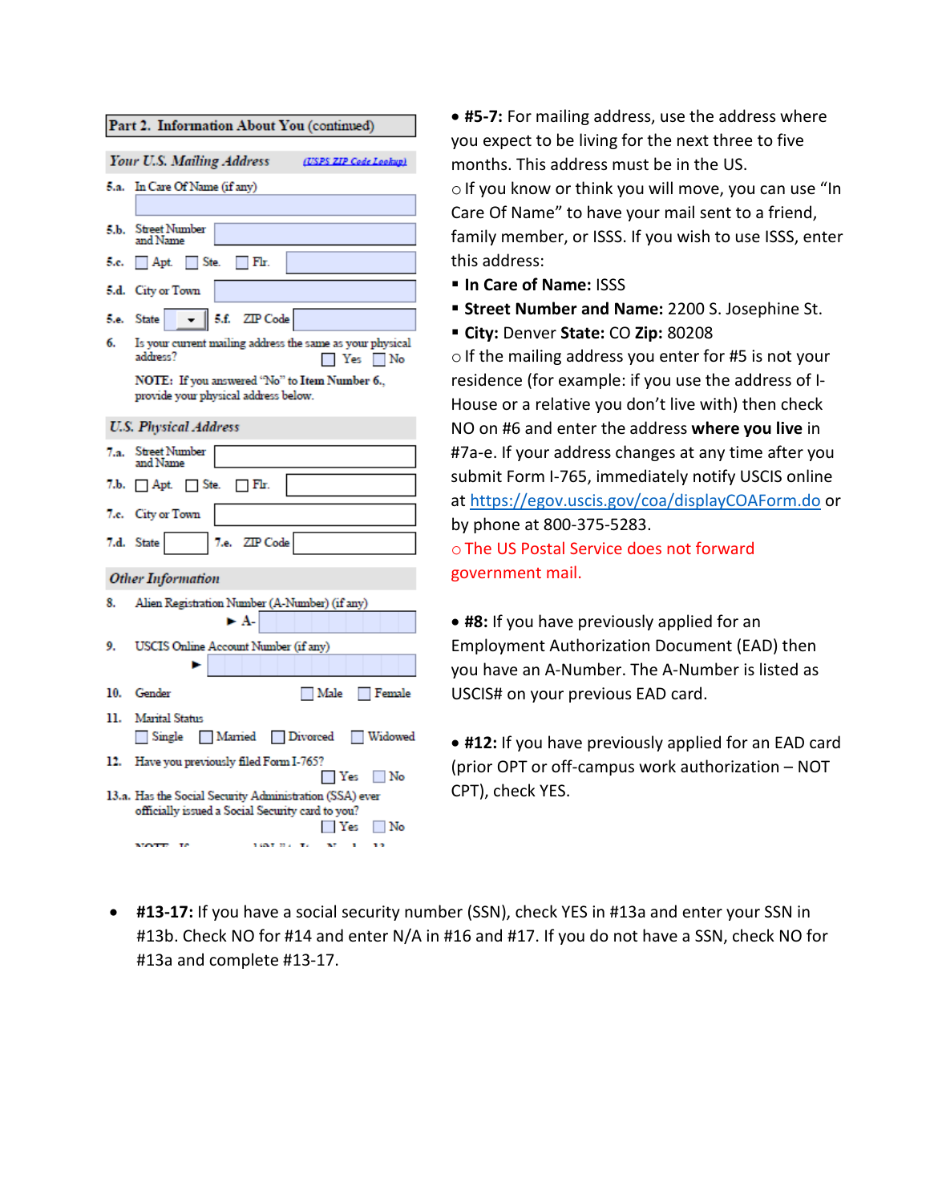**Part 2. Information About You (continued)**

*Your U.S. Mailing Address* (USPS ZIP Code Lookup)

5.a. In Care Of Name (if any)

5.b. Street Number and Name

5.c. ☐ Apt. ☐ Ste. ☐ Flr.

5.d. City or Town

5.e. State 5.f. ZIP Code

6. Is your current mailing address the same as your physical address? ☐ Yes ☐ No

NOTE: If you answered "No" to Item Number 6., provide your physical address below.

*U.S. Physical Address*

7.a. Street Number and Name

7.b. ☐ Apt. ☐ Ste. ☐ Flr.

7.c. City or Town

7.d. State 7.e. ZIP Code

*Other Information*

8. Alien Registration Number (A-Number) (if any) ► A-

9. USCIS Online Account Number (if any) ►

10. Gender ☐ Male ☐ Female

11. Marital Status ☐ Single ☐ Married ☐ Divorced ☐ Widowed

12. Have you previously filed Form I-765? ☐ Yes ☐ No

13.a. Has the Social Security Administration (SSA) ever officially issued a Social Security card to you? ☐ Yes ☐ No

- **#5-7:** For mailing address, use the address where you expect to be living for the next three to five months. This address must be in the US.
  - If you know or think you will move, you can use "In Care Of Name" to have your mail sent to a friend, family member, or ISSS. If you wish to use ISSS, enter this address:
    - **In Care of Name:** ISSS
    - **Street Number and Name:** 2200 S. Josephine St.
    - **City:** Denver **State:** CO **Zip:** 80208
  - If the mailing address you enter for #5 is not your residence (for example: if you use the address of I-House or a relative you don't live with) then check NO on #6 and enter the address **where you live** in #7a-e. If your address changes at any time after you submit Form I-765, immediately notify USCIS online at https://egov.uscis.gov/coa/displayCOAForm.do or by phone at 800-375-5283.
  - The US Postal Service does not forward government mail.

- **#8:** If you have previously applied for an Employment Authorization Document (EAD) then you have an A-Number. The A-Number is listed as USCIS# on your previous EAD card.

- **#12:** If you have previously applied for an EAD card (prior OPT or off-campus work authorization – NOT CPT), check YES.

- **#13-17:** If you have a social security number (SSN), check YES in #13a and enter your SSN in #13b. Check NO for #14 and enter N/A in #16 and #17. If you do not have a SSN, check NO for #13a and complete #13-17.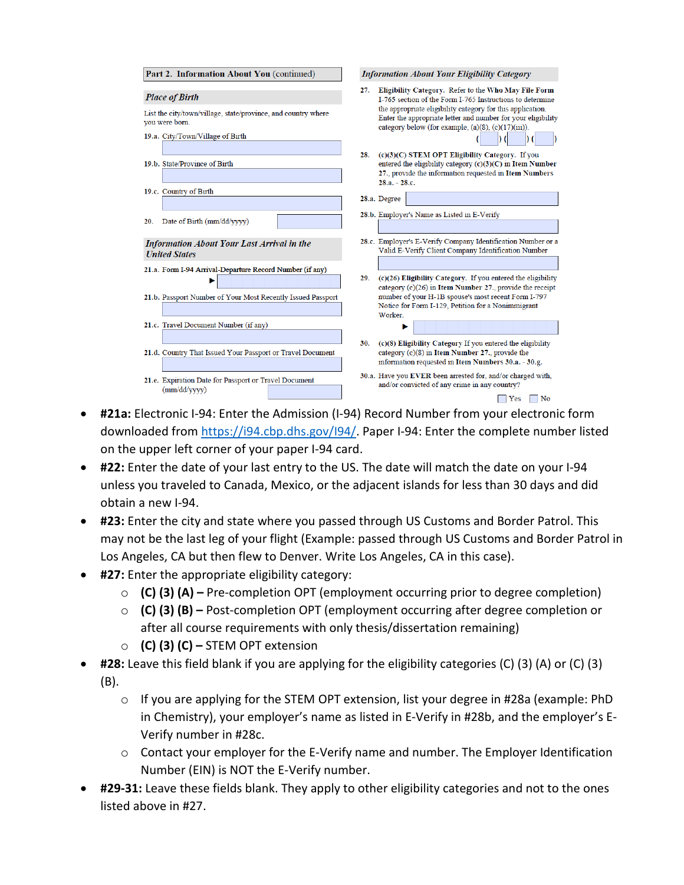**Part 2. Information About You** (continued)

*Place of Birth*

List the city/town/village, state/province, and country where you were born.

19.a. City/Town/Village of Birth

19.b. State/Province of Birth

19.c. Country of Birth

20. Date of Birth (mm/dd/yyyy)

*Information About Your Last Arrival in the United States*

21.a. Form I-94 Arrival-Departure Record Number (if any)

▶

21.b. Passport Number of Your Most Recently Issued Passport

21.c. Travel Document Number (if any)

21.d. Country That Issued Your Passport or Travel Document

21.e. Expiration Date for Passport or Travel Document (mm/dd/yyyy)

*Information About Your Eligibility Category*

27. **Eligibility Category.** Refer to the **Who May File Form I-765** section of the Form I-765 Instructions to determine the appropriate eligibility category for this application. Enter the appropriate letter and number for your eligibility category below (for example, (a)(8), (c)(17)(iii)).

( ) ( ) ( )

28. **(c)(3)(C) STEM OPT Eligibility Category.** If you entered the eligibility category (c)(3)(C) in **Item Number 27.**, provide the information requested in **Item Numbers 28.a. - 28.c.**

28.a. Degree

28.b. Employer's Name as Listed in E-Verify

28.c. Employer's E-Verify Company Identification Number or a Valid E-Verify Client Company Identification Number

29. **(c)(26) Eligibility Category.** If you entered the eligibility category (c)(26) in **Item Number 27.**, provide the receipt number of your H-1B spouse's most recent Form I-797 Notice for Form I-129, Petition for a Nonimmigrant Worker.

▶

30. **(c)(8) Eligibility Category** If you entered the eligibility category (c)(8) in **Item Number 27.**, provide the information requested in **Item Numbers 30.a. - 30.g.**

30.a. Have you **EVER** been arrested for, and/or charged with, and/or convicted of any crime in any country?

☐ Yes ☐ No

- **#21a:** Electronic I-94: Enter the Admission (I-94) Record Number from your electronic form downloaded from https://i94.cbp.dhs.gov/I94/. Paper I-94: Enter the complete number listed on the upper left corner of your paper I-94 card.
- **#22:** Enter the date of your last entry to the US. The date will match the date on your I-94 unless you traveled to Canada, Mexico, or the adjacent islands for less than 30 days and did obtain a new I-94.
- **#23:** Enter the city and state where you passed through US Customs and Border Patrol. This may not be the last leg of your flight (Example: passed through US Customs and Border Patrol in Los Angeles, CA but then flew to Denver. Write Los Angeles, CA in this case).
- **#27:** Enter the appropriate eligibility category:
  - **(C) (3) (A) –** Pre-completion OPT (employment occurring prior to degree completion)
  - **(C) (3) (B) –** Post-completion OPT (employment occurring after degree completion or after all course requirements with only thesis/dissertation remaining)
  - **(C) (3) (C) –** STEM OPT extension
- **#28:** Leave this field blank if you are applying for the eligibility categories (C) (3) (A) or (C) (3) (B).
  - If you are applying for the STEM OPT extension, list your degree in #28a (example: PhD in Chemistry), your employer's name as listed in E-Verify in #28b, and the employer's E-Verify number in #28c.
  - Contact your employer for the E-Verify name and number. The Employer Identification Number (EIN) is NOT the E-Verify number.
- **#29-31:** Leave these fields blank. They apply to other eligibility categories and not to the ones listed above in #27.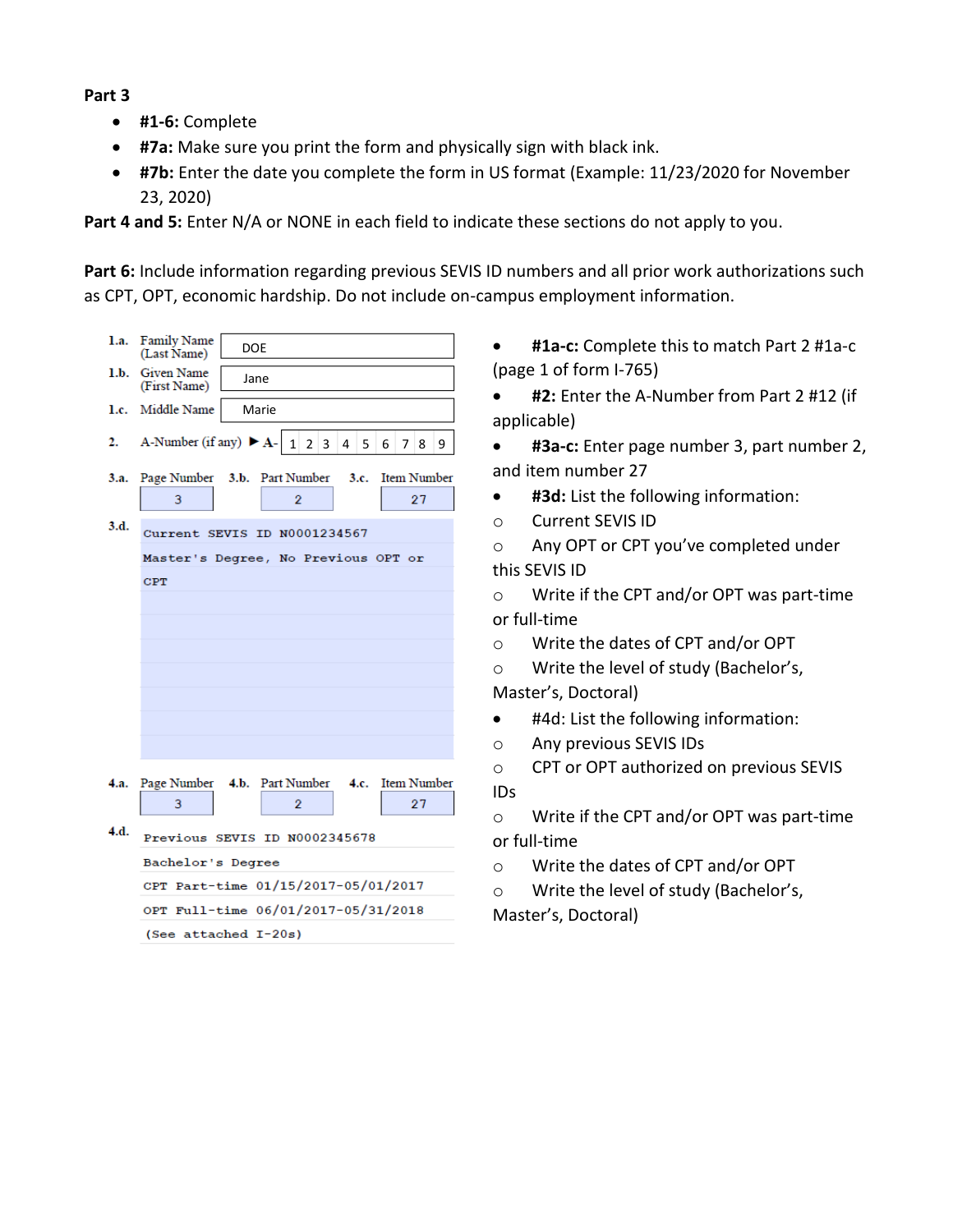**Part 3**

- **#1-6:** Complete
- **#7a:** Make sure you print the form and physically sign with black ink.
- **#7b:** Enter the date you complete the form in US format (Example: 11/23/2020 for November 23, 2020)

**Part 4 and 5:** Enter N/A or NONE in each field to indicate these sections do not apply to you.

**Part 6:** Include information regarding previous SEVIS ID numbers and all prior work authorizations such as CPT, OPT, economic hardship. Do not include on-campus employment information.

1.a. Family Name (Last Name): DOE

1.b. Given Name (First Name): Jane

1.c. Middle Name: Marie

2. A-Number (if any) ► A- 1 2 3 4 5 6 7 8 9

3.a. Page Number: 3 | 3.b. Part Number: 2 | 3.c. Item Number: 27

3.d.

```
Current SEVIS ID N0001234567
Master's Degree, No Previous OPT or
CPT
```

4.a. Page Number: 3 | 4.b. Part Number: 2 | 4.c. Item Number: 27

4.d.

```
Previous SEVIS ID N0002345678
Bachelor's Degree
CPT Part-time 01/15/2017-05/01/2017
OPT Full-time 06/01/2017-05/31/2018
(See attached I-20s)
```

- **#1a-c:** Complete this to match Part 2 #1a-c (page 1 of form I-765)
- **#2:** Enter the A-Number from Part 2 #12 (if applicable)
- **#3a-c:** Enter page number 3, part number 2, and item number 27
- **#3d:** List the following information:
  - Current SEVIS ID
  - Any OPT or CPT you've completed under this SEVIS ID
  - Write if the CPT and/or OPT was part-time or full-time
  - Write the dates of CPT and/or OPT
  - Write the level of study (Bachelor's, Master's, Doctoral)
- #4d: List the following information:
  - Any previous SEVIS IDs
  - CPT or OPT authorized on previous SEVIS IDs
  - Write if the CPT and/or OPT was part-time or full-time
  - Write the dates of CPT and/or OPT
  - Write the level of study (Bachelor's, Master's, Doctoral)